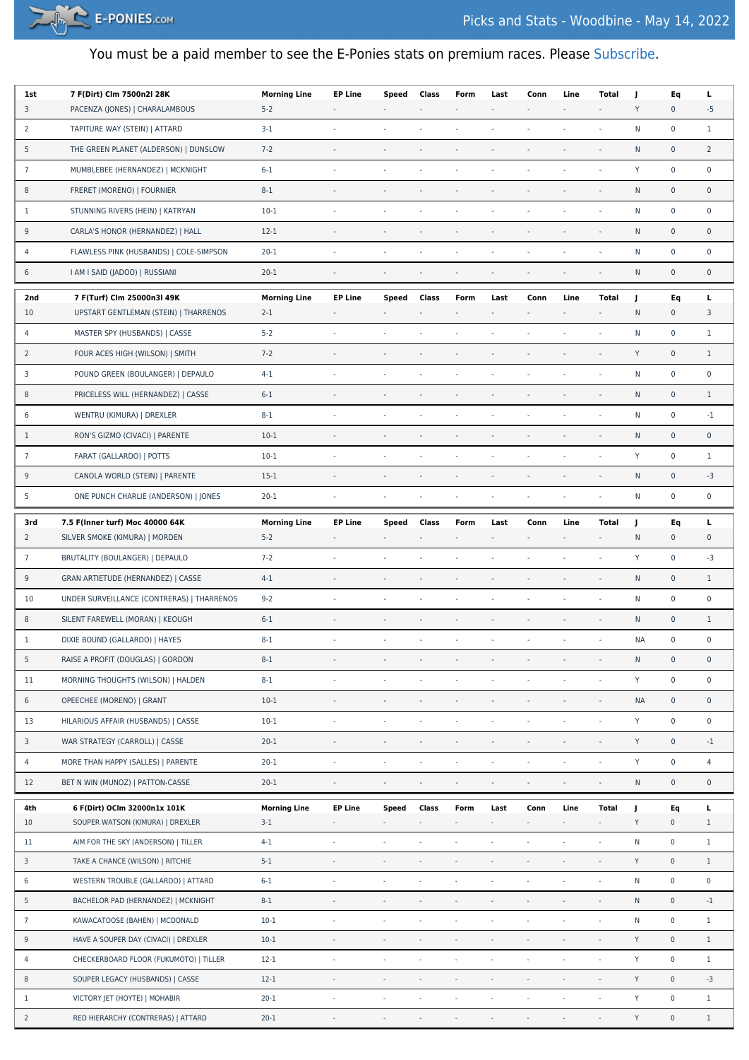# Picks and Stats - Woodbine - May 14, 2022

You must be a paid member to see the E-Ponies stats on premium races. Please Subscribe.

| 1st | 7 F(Dirt) Clm 7500n2l 28K | Morning Line | EP Line | Speed | Class | Form | Last | Conn | Line | Total | J | Eq | L |
|---|---|---|---|---|---|---|---|---|---|---|---|---|---|
| 3 | PACENZA (JONES) \| CHARALAMBOUS | 5-2 | - | - | - | - | - | - | - | - | Y | 0 | -5 |
| 2 | TAPITURE WAY (STEIN) \| ATTARD | 3-1 | - | - | - | - | - | - | - | - | N | 0 | 1 |
| 5 | THE GREEN PLANET (ALDERSON) \| DUNSLOW | 7-2 | - | - | - | - | - | - | - | - | N | 0 | 2 |
| 7 | MUMBLEBEE (HERNANDEZ) \| MCKNIGHT | 6-1 | - | - | - | - | - | - | - | - | Y | 0 | 0 |
| 8 | FRERET (MORENO) \| FOURNIER | 8-1 | - | - | - | - | - | - | - | - | N | 0 | 0 |
| 1 | STUNNING RIVERS (HEIN) \| KATRYAN | 10-1 | - | - | - | - | - | - | - | - | N | 0 | 0 |
| 9 | CARLA'S HONOR (HERNANDEZ) \| HALL | 12-1 | - | - | - | - | - | - | - | - | N | 0 | 0 |
| 4 | FLAWLESS PINK (HUSBANDS) \| COLE-SIMPSON | 20-1 | - | - | - | - | - | - | - | - | N | 0 | 0 |
| 6 | I AM I SAID (JADOO) \| RUSSIANI | 20-1 | - | - | - | - | - | - | - | - | N | 0 | 0 |

| 2nd | 7 F(Turf) Clm 25000n3l 49K | Morning Line | EP Line | Speed | Class | Form | Last | Conn | Line | Total | J | Eq | L |
|---|---|---|---|---|---|---|---|---|---|---|---|---|---|
| 10 | UPSTART GENTLEMAN (STEIN) \| THARRENOS | 2-1 | - | - | - | - | - | - | - | - | N | 0 | 3 |
| 4 | MASTER SPY (HUSBANDS) \| CASSE | 5-2 | - | - | - | - | - | - | - | - | N | 0 | 1 |
| 2 | FOUR ACES HIGH (WILSON) \| SMITH | 7-2 | - | - | - | - | - | - | - | - | Y | 0 | 1 |
| 3 | POUND GREEN (BOULANGER) \| DEPAULO | 4-1 | - | - | - | - | - | - | - | - | N | 0 | 0 |
| 8 | PRICELESS WILL (HERNANDEZ) \| CASSE | 6-1 | - | - | - | - | - | - | - | - | N | 0 | 1 |
| 6 | WENTRU (KIMURA) \| DREXLER | 8-1 | - | - | - | - | - | - | - | - | N | 0 | -1 |
| 1 | RON'S GIZMO (CIVACI) \| PARENTE | 10-1 | - | - | - | - | - | - | - | - | N | 0 | 0 |
| 7 | FARAT (GALLARDO) \| POTTS | 10-1 | - | - | - | - | - | - | - | - | Y | 0 | 1 |
| 9 | CANOLA WORLD (STEIN) \| PARENTE | 15-1 | - | - | - | - | - | - | - | - | N | 0 | -3 |
| 5 | ONE PUNCH CHARLIE (ANDERSON) \| JONES | 20-1 | - | - | - | - | - | - | - | - | N | 0 | 0 |

| 3rd | 7.5 F(Inner turf) Moc 40000 64K | Morning Line | EP Line | Speed | Class | Form | Last | Conn | Line | Total | J | Eq | L |
|---|---|---|---|---|---|---|---|---|---|---|---|---|---|
| 2 | SILVER SMOKE (KIMURA) \| MORDEN | 5-2 | - | - | - | - | - | - | - | - | N | 0 | 0 |
| 7 | BRUTALITY (BOULANGER) \| DEPAULO | 7-2 | - | - | - | - | - | - | - | - | Y | 0 | -3 |
| 9 | GRAN ARTIETUDE (HERNANDEZ) \| CASSE | 4-1 | - | - | - | - | - | - | - | - | N | 0 | 1 |
| 10 | UNDER SURVEILLANCE (CONTRERAS) \| THARRENOS | 9-2 | - | - | - | - | - | - | - | - | N | 0 | 0 |
| 8 | SILENT FAREWELL (MORAN) \| KEOUGH | 6-1 | - | - | - | - | - | - | - | - | N | 0 | 1 |
| 1 | DIXIE BOUND (GALLARDO) \| HAYES | 8-1 | - | - | - | - | - | - | - | - | NA | 0 | 0 |
| 5 | RAISE A PROFIT (DOUGLAS) \| GORDON | 8-1 | - | - | - | - | - | - | - | - | N | 0 | 0 |
| 11 | MORNING THOUGHTS (WILSON) \| HALDEN | 8-1 | - | - | - | - | - | - | - | - | Y | 0 | 0 |
| 6 | OPEECHEE (MORENO) \| GRANT | 10-1 | - | - | - | - | - | - | - | - | NA | 0 | 0 |
| 13 | HILARIOUS AFFAIR (HUSBANDS) \| CASSE | 10-1 | - | - | - | - | - | - | - | - | Y | 0 | 0 |
| 3 | WAR STRATEGY (CARROLL) \| CASSE | 20-1 | - | - | - | - | - | - | - | - | Y | 0 | -1 |
| 4 | MORE THAN HAPPY (SALLES) \| PARENTE | 20-1 | - | - | - | - | - | - | - | - | Y | 0 | 4 |
| 12 | BET N WIN (MUNOZ) \| PATTON-CASSE | 20-1 | - | - | - | - | - | - | - | - | N | 0 | 0 |

| 4th | 6 F(Dirt) OClm 32000n1x 101K | Morning Line | EP Line | Speed | Class | Form | Last | Conn | Line | Total | J | Eq | L |
|---|---|---|---|---|---|---|---|---|---|---|---|---|---|
| 10 | SOUPER WATSON (KIMURA) \| DREXLER | 3-1 | - | - | - | - | - | - | - | - | Y | 0 | 1 |
| 11 | AIM FOR THE SKY (ANDERSON) \| TILLER | 4-1 | - | - | - | - | - | - | - | - | N | 0 | 1 |
| 3 | TAKE A CHANCE (WILSON) \| RITCHIE | 5-1 | - | - | - | - | - | - | - | - | Y | 0 | 1 |
| 6 | WESTERN TROUBLE (GALLARDO) \| ATTARD | 6-1 | - | - | - | - | - | - | - | - | N | 0 | 0 |
| 5 | BACHELOR PAD (HERNANDEZ) \| MCKNIGHT | 8-1 | - | - | - | - | - | - | - | - | N | 0 | -1 |
| 7 | KAWACATOOSE (BAHEN) \| MCDONALD | 10-1 | - | - | - | - | - | - | - | - | N | 0 | 1 |
| 9 | HAVE A SOUPER DAY (CIVACI) \| DREXLER | 10-1 | - | - | - | - | - | - | - | - | Y | 0 | 1 |
| 4 | CHECKERBOARD FLOOR (FUKUMOTO) \| TILLER | 12-1 | - | - | - | - | - | - | - | - | Y | 0 | 1 |
| 8 | SOUPER LEGACY (HUSBANDS) \| CASSE | 12-1 | - | - | - | - | - | - | - | - | Y | 0 | -3 |
| 1 | VICTORY JET (HOYTE) \| MOHABIR | 20-1 | - | - | - | - | - | - | - | - | Y | 0 | 1 |
| 2 | RED HIERARCHY (CONTRERAS) \| ATTARD | 20-1 | - | - | - | - | - | - | - | - | Y | 0 | 1 |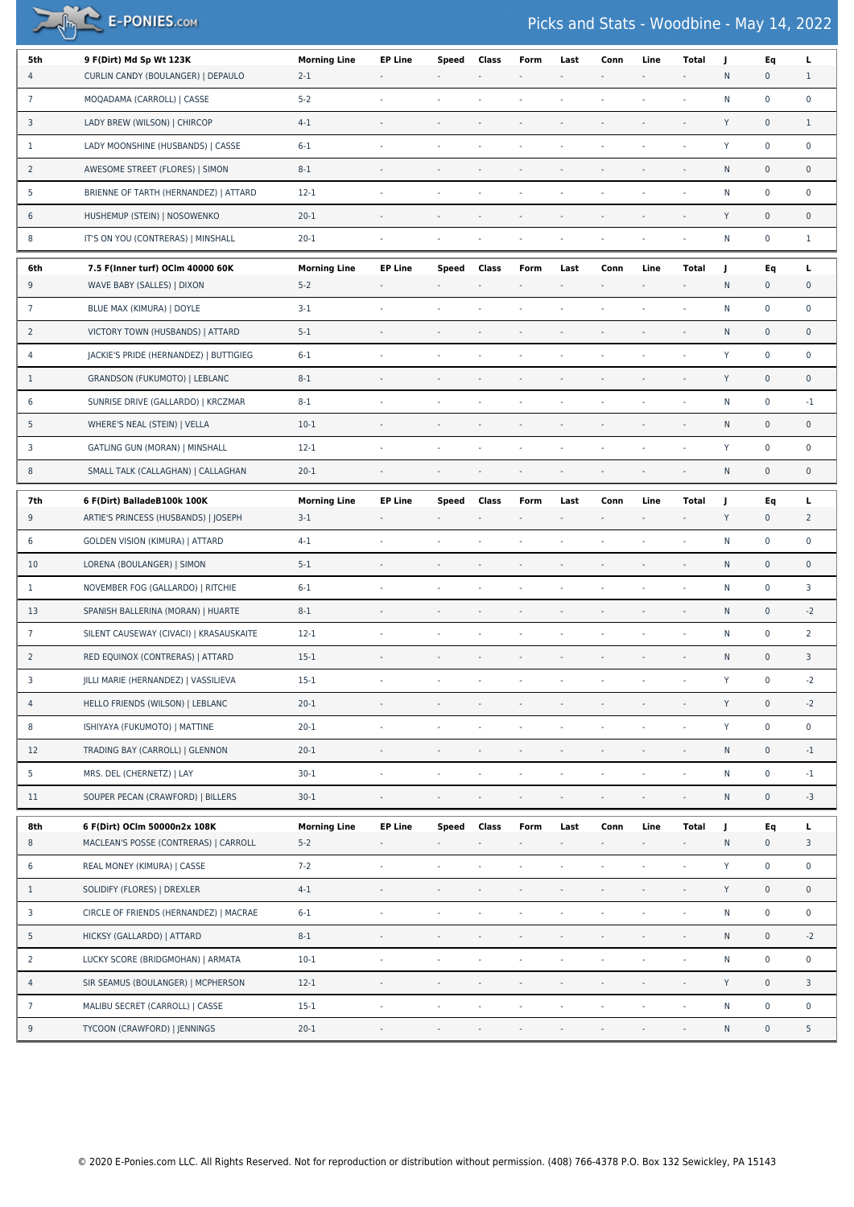| 5th | 9 F(Dirt) Md Sp Wt 123K | Morning Line | EP Line | Speed | Class | Form | Last | Conn | Line | Total | J | Eq | L |
|---|---|---|---|---|---|---|---|---|---|---|---|---|---|
| 4 | CURLIN CANDY (BOULANGER) \| DEPAULO | 2-1 | - | - | - | - | - | - | - | - | N | 0 | 1 |
| 7 | MOQADAMA (CARROLL) \| CASSE | 5-2 | - | - | - | - | - | - | - | - | N | 0 | 0 |
| 3 | LADY BREW (WILSON) \| CHIRCOP | 4-1 | - | - | - | - | - | - | - | - | Y | 0 | 1 |
| 1 | LADY MOONSHINE (HUSBANDS) \| CASSE | 6-1 | - | - | - | - | - | - | - | - | Y | 0 | 0 |
| 2 | AWESOME STREET (FLORES) \| SIMON | 8-1 | - | - | - | - | - | - | - | - | N | 0 | 0 |
| 5 | BRIENNE OF TARTH (HERNANDEZ) \| ATTARD | 12-1 | - | - | - | - | - | - | - | - | N | 0 | 0 |
| 6 | HUSHEMUP (STEIN) \| NOSOWENKO | 20-1 | - | - | - | - | - | - | - | - | Y | 0 | 0 |
| 8 | IT'S ON YOU (CONTRERAS) \| MINSHALL | 20-1 | - | - | - | - | - | - | - | - | N | 0 | 1 |

| 6th | 7.5 F(Inner turf) OClm 40000 60K | Morning Line | EP Line | Speed | Class | Form | Last | Conn | Line | Total | J | Eq | L |
|---|---|---|---|---|---|---|---|---|---|---|---|---|---|
| 9 | WAVE BABY (SALLES) \| DIXON | 5-2 | - | - | - | - | - | - | - | - | N | 0 | 0 |
| 7 | BLUE MAX (KIMURA) \| DOYLE | 3-1 | - | - | - | - | - | - | - | - | N | 0 | 0 |
| 2 | VICTORY TOWN (HUSBANDS) \| ATTARD | 5-1 | - | - | - | - | - | - | - | - | N | 0 | 0 |
| 4 | JACKIE'S PRIDE (HERNANDEZ) \| BUTTIGIEG | 6-1 | - | - | - | - | - | - | - | - | Y | 0 | 0 |
| 1 | GRANDSON (FUKUMOTO) \| LEBLANC | 8-1 | - | - | - | - | - | - | - | - | Y | 0 | 0 |
| 6 | SUNRISE DRIVE (GALLARDO) \| KRCZMAR | 8-1 | - | - | - | - | - | - | - | - | N | 0 | -1 |
| 5 | WHERE'S NEAL (STEIN) \| VELLA | 10-1 | - | - | - | - | - | - | - | - | N | 0 | 0 |
| 3 | GATLING GUN (MORAN) \| MINSHALL | 12-1 | - | - | - | - | - | - | - | - | Y | 0 | 0 |
| 8 | SMALL TALK (CALLAGHAN) \| CALLAGHAN | 20-1 | - | - | - | - | - | - | - | - | N | 0 | 0 |

| 7th | 6 F(Dirt) BalladeB100k 100K | Morning Line | EP Line | Speed | Class | Form | Last | Conn | Line | Total | J | Eq | L |
|---|---|---|---|---|---|---|---|---|---|---|---|---|---|
| 9 | ARTIE'S PRINCESS (HUSBANDS) \| JOSEPH | 3-1 | - | - | - | - | - | - | - | - | Y | 0 | 2 |
| 6 | GOLDEN VISION (KIMURA) \| ATTARD | 4-1 | - | - | - | - | - | - | - | - | N | 0 | 0 |
| 10 | LORENA (BOULANGER) \| SIMON | 5-1 | - | - | - | - | - | - | - | - | N | 0 | 0 |
| 1 | NOVEMBER FOG (GALLARDO) \| RITCHIE | 6-1 | - | - | - | - | - | - | - | - | N | 0 | 3 |
| 13 | SPANISH BALLERINA (MORAN) \| HUARTE | 8-1 | - | - | - | - | - | - | - | - | N | 0 | -2 |
| 7 | SILENT CAUSEWAY (CIVACI) \| KRASAUSKAITE | 12-1 | - | - | - | - | - | - | - | - | N | 0 | 2 |
| 2 | RED EQUINOX (CONTRERAS) \| ATTARD | 15-1 | - | - | - | - | - | - | - | - | N | 0 | 3 |
| 3 | JILLI MARIE (HERNANDEZ) \| VASSILIEVA | 15-1 | - | - | - | - | - | - | - | - | Y | 0 | -2 |
| 4 | HELLO FRIENDS (WILSON) \| LEBLANC | 20-1 | - | - | - | - | - | - | - | - | Y | 0 | -2 |
| 8 | ISHIYAYA (FUKUMOTO) \| MATTINE | 20-1 | - | - | - | - | - | - | - | - | Y | 0 | 0 |
| 12 | TRADING BAY (CARROLL) \| GLENNON | 20-1 | - | - | - | - | - | - | - | - | N | 0 | -1 |
| 5 | MRS. DEL (CHERNETZ) \| LAY | 30-1 | - | - | - | - | - | - | - | - | N | 0 | -1 |
| 11 | SOUPER PECAN (CRAWFORD) \| BILLERS | 30-1 | - | - | - | - | - | - | - | - | N | 0 | -3 |

| 8th | 6 F(Dirt) OClm 50000n2x 108K | Morning Line | EP Line | Speed | Class | Form | Last | Conn | Line | Total | J | Eq | L |
|---|---|---|---|---|---|---|---|---|---|---|---|---|---|
| 8 | MACLEAN'S POSSE (CONTRERAS) \| CARROLL | 5-2 | - | - | - | - | - | - | - | - | N | 0 | 3 |
| 6 | REAL MONEY (KIMURA) \| CASSE | 7-2 | - | - | - | - | - | - | - | - | Y | 0 | 0 |
| 1 | SOLIDIFY (FLORES) \| DREXLER | 4-1 | - | - | - | - | - | - | - | - | Y | 0 | 0 |
| 3 | CIRCLE OF FRIENDS (HERNANDEZ) \| MACRAE | 6-1 | - | - | - | - | - | - | - | - | N | 0 | 0 |
| 5 | HICKSY (GALLARDO) \| ATTARD | 8-1 | - | - | - | - | - | - | - | - | N | 0 | -2 |
| 2 | LUCKY SCORE (BRIDGMOHAN) \| ARMATA | 10-1 | - | - | - | - | - | - | - | - | N | 0 | 0 |
| 4 | SIR SEAMUS (BOULANGER) \| MCPHERSON | 12-1 | - | - | - | - | - | - | - | - | Y | 0 | 3 |
| 7 | MALIBU SECRET (CARROLL) \| CASSE | 15-1 | - | - | - | - | - | - | - | - | N | 0 | 0 |
| 9 | TYCOON (CRAWFORD) \| JENNINGS | 20-1 | - | - | - | - | - | - | - | - | N | 0 | 5 |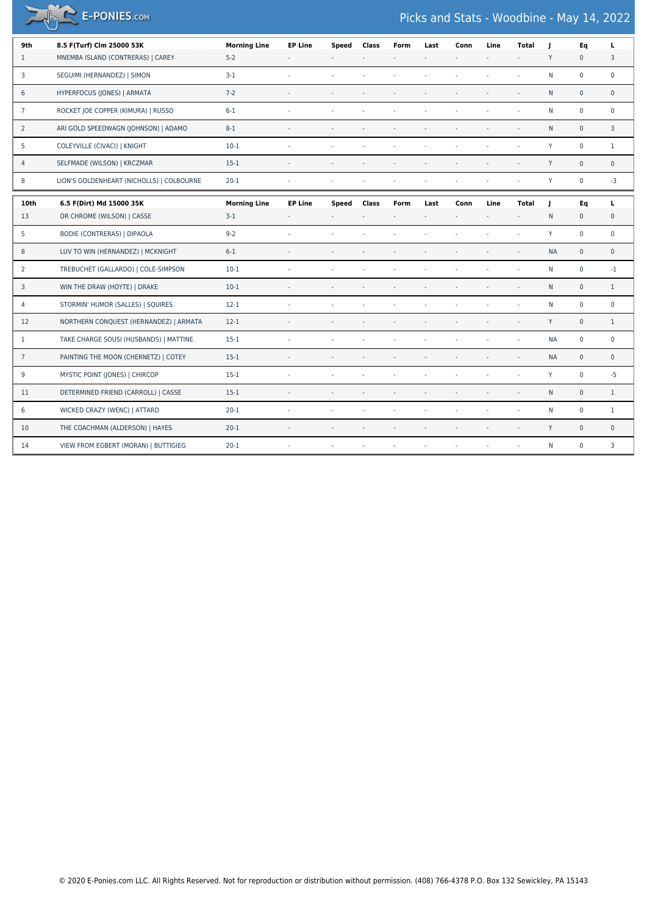| 9th | 8.5 F(Turf) Clm 25000 53K | Morning Line | EP Line | Speed | Class | Form | Last | Conn | Line | Total | J | Eq | L |
|---|---|---|---|---|---|---|---|---|---|---|---|---|---|
| 1 | MNEMBA ISLAND (CONTRERAS) \| CAREY | 5-2 | - | - | - | - | - | - | - | - | Y | 0 | 3 |
| 3 | SEGUIMI (HERNANDEZ) \| SIMON | 3-1 | - | - | - | - | - | - | - | - | N | 0 | 0 |
| 6 | HYPERFOCUS (JONES) \| ARMATA | 7-2 | - | - | - | - | - | - | - | - | N | 0 | 0 |
| 7 | ROCKET JOE COPPER (KIMURA) \| RUSSO | 6-1 | - | - | - | - | - | - | - | - | N | 0 | 0 |
| 2 | ARI GOLD SPEEDWAGN (JOHNSON) \| ADAMO | 8-1 | - | - | - | - | - | - | - | - | N | 0 | 3 |
| 5 | COLEYVILLE (CIVACI) \| KNIGHT | 10-1 | - | - | - | - | - | - | - | - | Y | 0 | 1 |
| 4 | SELFMADE (WILSON) \| KRCZMAR | 15-1 | - | - | - | - | - | - | - | - | Y | 0 | 0 |
| 8 | LION'S GOLDENHEART (NICHOLLS) \| COLBOURNE | 20-1 | - | - | - | - | - | - | - | - | Y | 0 | -3 |

| 10th | 6.5 F(Dirt) Md 15000 35K | Morning Line | EP Line | Speed | Class | Form | Last | Conn | Line | Total | J | Eq | L |
|---|---|---|---|---|---|---|---|---|---|---|---|---|---|
| 13 | DR CHROME (WILSON) \| CASSE | 3-1 | - | - | - | - | - | - | - | - | N | 0 | 0 |
| 5 | BODIE (CONTRERAS) \| DIPAOLA | 9-2 | - | - | - | - | - | - | - | - | Y | 0 | 0 |
| 8 | LUV TO WIN (HERNANDEZ) \| MCKNIGHT | 6-1 | - | - | - | - | - | - | - | - | NA | 0 | 0 |
| 2 | TREBUCHET (GALLARDO) \| COLE-SIMPSON | 10-1 | - | - | - | - | - | - | - | - | N | 0 | -1 |
| 3 | WIN THE DRAW (HOYTE) \| DRAKE | 10-1 | - | - | - | - | - | - | - | - | N | 0 | 1 |
| 4 | STORMIN' HUMOR (SALLES) \| SQUIRES | 12-1 | - | - | - | - | - | - | - | - | N | 0 | 0 |
| 12 | NORTHERN CONQUEST (HERNANDEZ) \| ARMATA | 12-1 | - | - | - | - | - | - | - | - | Y | 0 | 1 |
| 1 | TAKE CHARGE SOUSI (HUSBANDS) \| MATTINE | 15-1 | - | - | - | - | - | - | - | - | NA | 0 | 0 |
| 7 | PAINTING THE MOON (CHERNETZ) \| COTEY | 15-1 | - | - | - | - | - | - | - | - | NA | 0 | 0 |
| 9 | MYSTIC POINT (JONES) \| CHIRCOP | 15-1 | - | - | - | - | - | - | - | - | Y | 0 | -5 |
| 11 | DETERMINED FRIEND (CARROLL) \| CASSE | 15-1 | - | - | - | - | - | - | - | - | N | 0 | 1 |
| 6 | WICKED CRAZY (WENC) \| ATTARD | 20-1 | - | - | - | - | - | - | - | - | N | 0 | 1 |
| 10 | THE COACHMAN (ALDERSON) \| HAYES | 20-1 | - | - | - | - | - | - | - | - | Y | 0 | 0 |
| 14 | VIEW FROM EGBERT (MORAN) \| BUTTIGIEG | 20-1 | - | - | - | - | - | - | - | - | N | 0 | 3 |